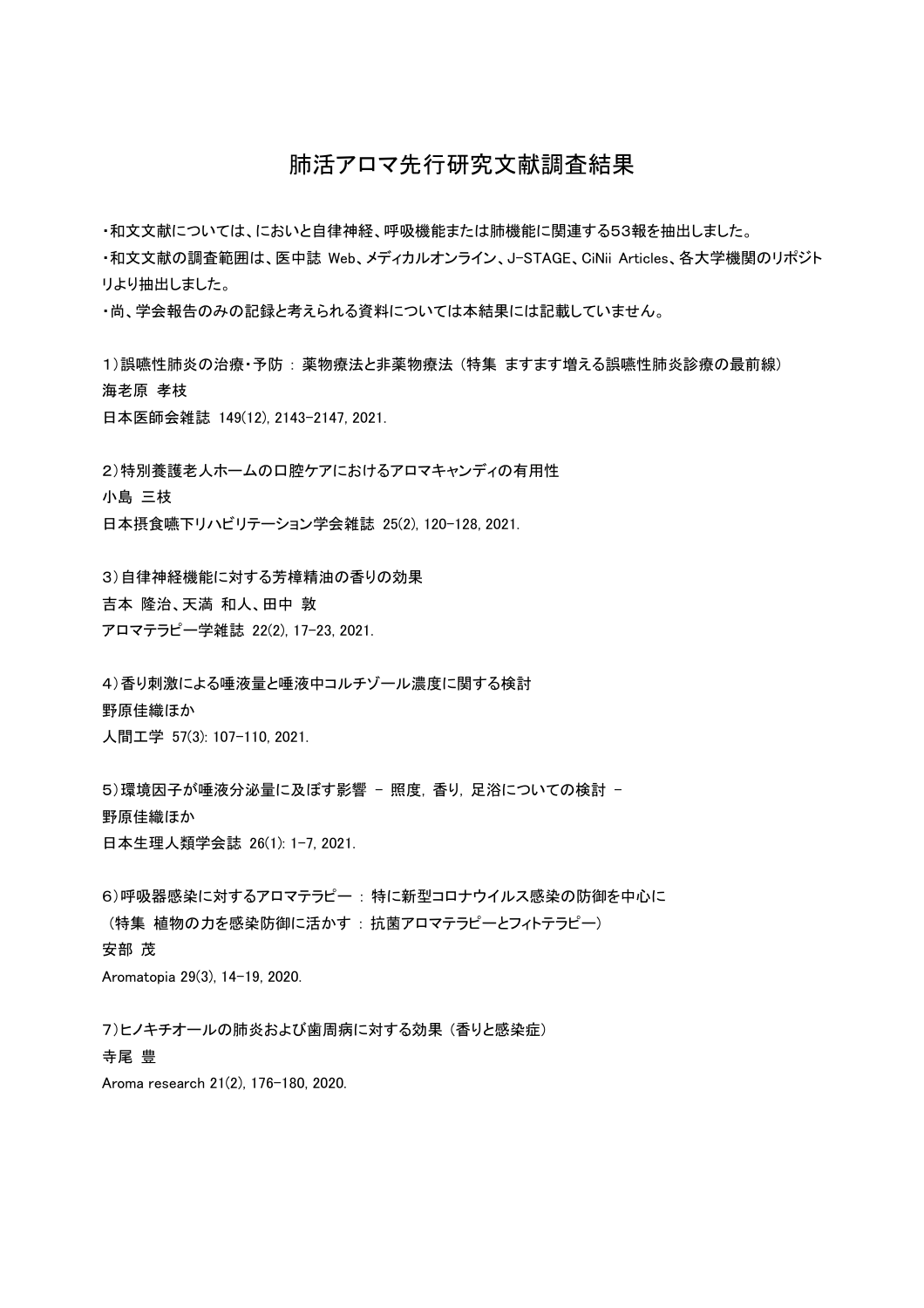# 肺活アロマ先行研究文献調査結果

・和文文献については、においと自律神経、呼吸機能または肺機能に関連する53報を抽出しました。
・和文文献の調査範囲は、医中誌 Web、メディカルオンライン、J-STAGE、CiNii Articles、各大学機関のリポジトリより抽出しました。
・尚、学会報告のみの記録と考えられる資料については本結果には記載していません。

1）誤嚥性肺炎の治療・予防 : 薬物療法と非薬物療法 (特集 ますます増える誤嚥性肺炎診療の最前線)
海老原 孝枝
日本医師会雑誌 149(12), 2143-2147, 2021.

2）特別養護老人ホームの口腔ケアにおけるアロマキャンディの有用性
小島 三枝
日本摂食嚥下リハビリテーション学会雑誌 25(2), 120-128, 2021.

3）自律神経機能に対する芳樟精油の香りの効果
吉本 隆治、天満 和人、田中 敦
アロマテラピー学雑誌 22(2), 17-23, 2021.

4）香り刺激による唾液量と唾液中コルチゾール濃度に関する検討
野原佳織ほか
人間工学 57(3): 107-110, 2021.

5）環境因子が唾液分泌量に及ぼす影響 － 照度, 香り, 足浴についての検討 －
野原佳織ほか
日本生理人類学会誌 26(1): 1-7, 2021.

6）呼吸器感染に対するアロマテラピー : 特に新型コロナウイルス感染の防御を中心に
(特集 植物の力を感染防御に活かす : 抗菌アロマテラピーとフィトテラピー)
安部 茂
Aromatopia 29(3), 14-19, 2020.

7）ヒノキチオールの肺炎および歯周病に対する効果 (香りと感染症)
寺尾 豊
Aroma research 21(2), 176-180, 2020.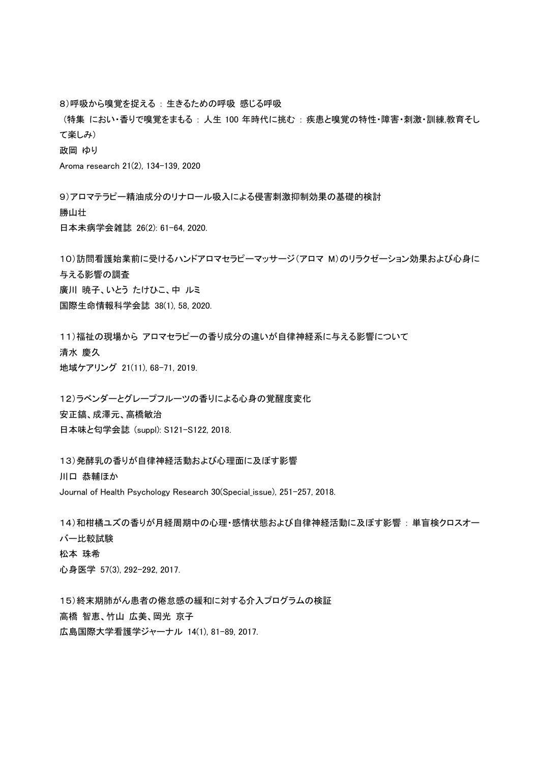8）呼吸から嗅覚を捉える ： 生きるための呼吸 感じる呼吸

（特集 におい・香りで嗅覚をまもる ： 人生 100 年時代に挑む ： 疾患と嗅覚の特性・障害・刺激・訓練,教育そして楽しみ）

政岡 ゆり

Aroma research 21(2), 134-139, 2020

9）アロマテラピー精油成分のリナロール吸入による侵害刺激抑制効果の基礎的検討

勝山壮

日本未病学会雑誌 26(2): 61-64, 2020.

10）訪問看護始業前に受けるハンドアロマセラピーマッサージ（アロマ M）のリラクゼーション効果および心身に与える影響の調査

廣川 暁子、いとう たけひこ、中 ルミ

国際生命情報科学会誌 38(1), 58, 2020.

11）福祉の現場から アロマセラピーの香り成分の違いが自律神経系に与える影響について

清水 慶久

地域ケアリング 21(11), 68-71, 2019.

12）ラベンダーとグレープフルーツの香りによる心身の覚醒度変化

安正鎬、成澤元、高橋敏治

日本味と匂学会誌 (suppl): S121-S122, 2018.

13）発酵乳の香りが自律神経活動および心理面に及ぼす影響

川口 恭輔ほか

Journal of Health Psychology Research 30(Special_issue), 251-257, 2018.

14）和柑橘ユズの香りが月経周期中の心理・感情状態および自律神経活動に及ぼす影響 ： 単盲検クロスオーバー比較試験

松本 珠希

心身医学 57(3), 292-292, 2017.

15）終末期肺がん患者の倦怠感の緩和に対する介入プログラムの検証

高橋 智恵、竹山 広美、岡光 京子

広島国際大学看護学ジャーナル 14(1), 81-89, 2017.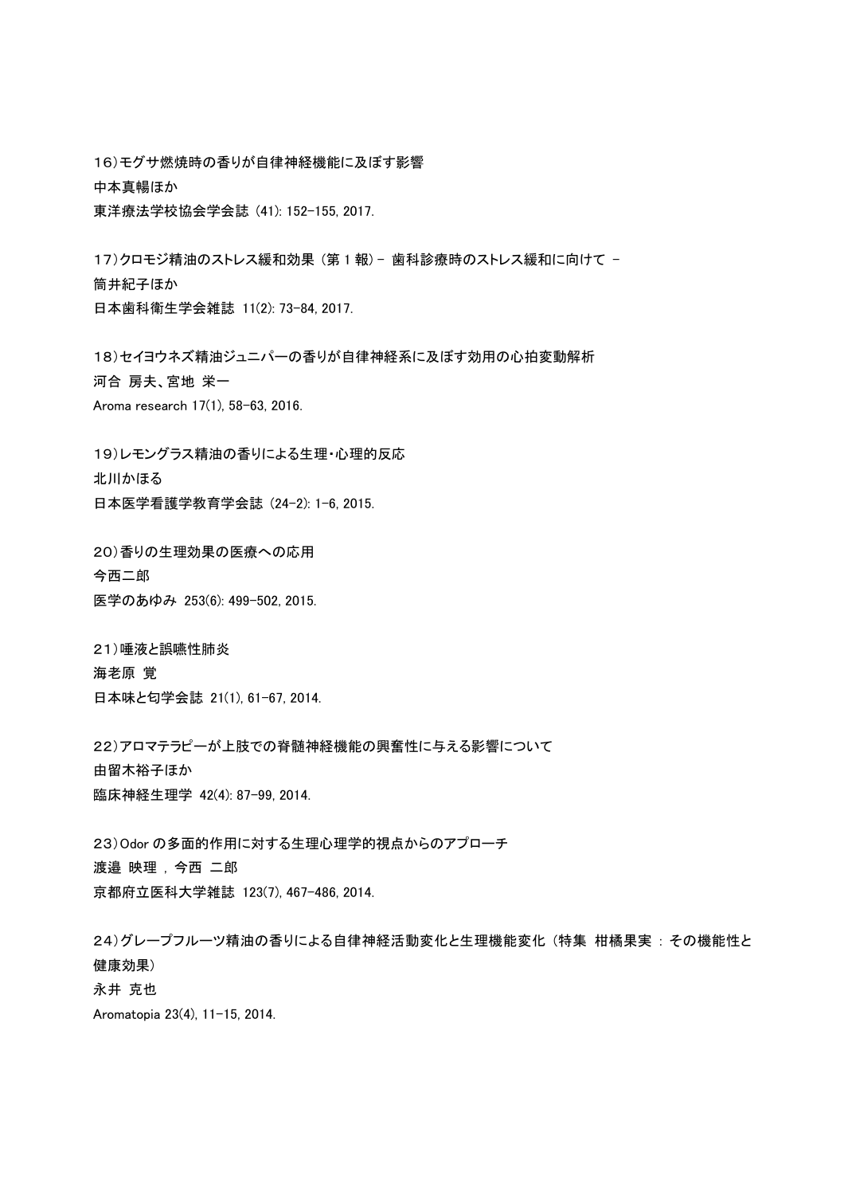16）モグサ燃焼時の香りが自律神経機能に及ぼす影響
中本真暢ほか
東洋療法学校協会学会誌 (41): 152-155, 2017.

17）クロモジ精油のストレス緩和効果（第 1 報）- 歯科診療時のストレス緩和に向けて -
筒井紀子ほか
日本歯科衛生学会雑誌 11(2): 73-84, 2017.

18）セイヨウネズ精油ジュニパーの香りが自律神経系に及ぼす効用の心拍変動解析
河合 房夫、宮地 栄一
Aroma research 17(1), 58-63, 2016.

19）レモングラス精油の香りによる生理・心理的反応
北川かほる
日本医学看護学教育学会誌 (24-2): 1-6, 2015.

20）香りの生理効果の医療への応用
今西二郎
医学のあゆみ 253(6): 499-502, 2015.

21）唾液と誤嚥性肺炎
海老原 覚
日本味と匂学会誌 21(1), 61-67, 2014.

22）アロマテラピーが上肢での脊髄神経機能の興奮性に与える影響について
由留木裕子ほか
臨床神経生理学 42(4): 87-99, 2014.

23）Odor の多面的作用に対する生理心理学的視点からのアプローチ
渡邉 映理 , 今西 二郎
京都府立医科大学雑誌 123(7), 467-486, 2014.

24）グレープフルーツ精油の香りによる自律神経活動変化と生理機能変化（特集 柑橘果実 : その機能性と健康効果）
永井 克也
Aromatopia 23(4), 11-15, 2014.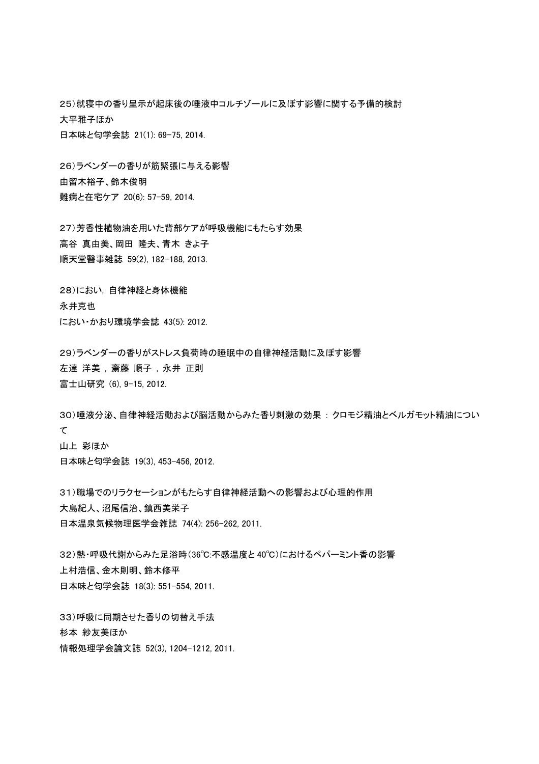25）就寝中の香り呈示が起床後の唾液中コルチゾールに及ぼす影響に関する予備的検討
大平雅子ほか
日本味と匂学会誌 21(1): 69-75, 2014.

26）ラベンダーの香りが筋緊張に与える影響
由留木裕子、鈴木俊明
難病と在宅ケア 20(6): 57-59, 2014.

27）芳香性植物油を用いた背部ケアが呼吸機能にもたらす効果
高谷 真由美、岡田 隆夫、青木 きよ子
順天堂醫事雑誌 59(2), 182-188, 2013.

28）におい, 自律神経と身体機能
永井克也
におい・かおり環境学会誌 43(5): 2012.

29）ラベンダーの香りがストレス負荷時の睡眠中の自律神経活動に及ぼす影響
左達 洋美 , 齋藤 順子 , 永井 正則
富士山研究 (6), 9-15, 2012.

30）唾液分泌、自律神経活動および脳活動からみた香り刺激の効果 : クロモジ精油とベルガモット精油について
山上 彩ほか
日本味と匂学会誌 19(3), 453-456, 2012.

31）職場でのリラクセーションがもたらす自律神経活動への影響および心理的作用
大島紀人、沼尾信治、鎮西美栄子
日本温泉気候物理医学会雑誌 74(4): 256-262, 2011.

32）熱・呼吸代謝からみた足浴時（36℃:不感温度と 40℃）におけるペパーミント香の影響
上村浩信、金木則明、鈴木修平
日本味と匂学会誌 18(3): 551-554, 2011.

33）呼吸に同期させた香りの切替え手法
杉本 紗友美ほか
情報処理学会論文誌 52(3), 1204-1212, 2011.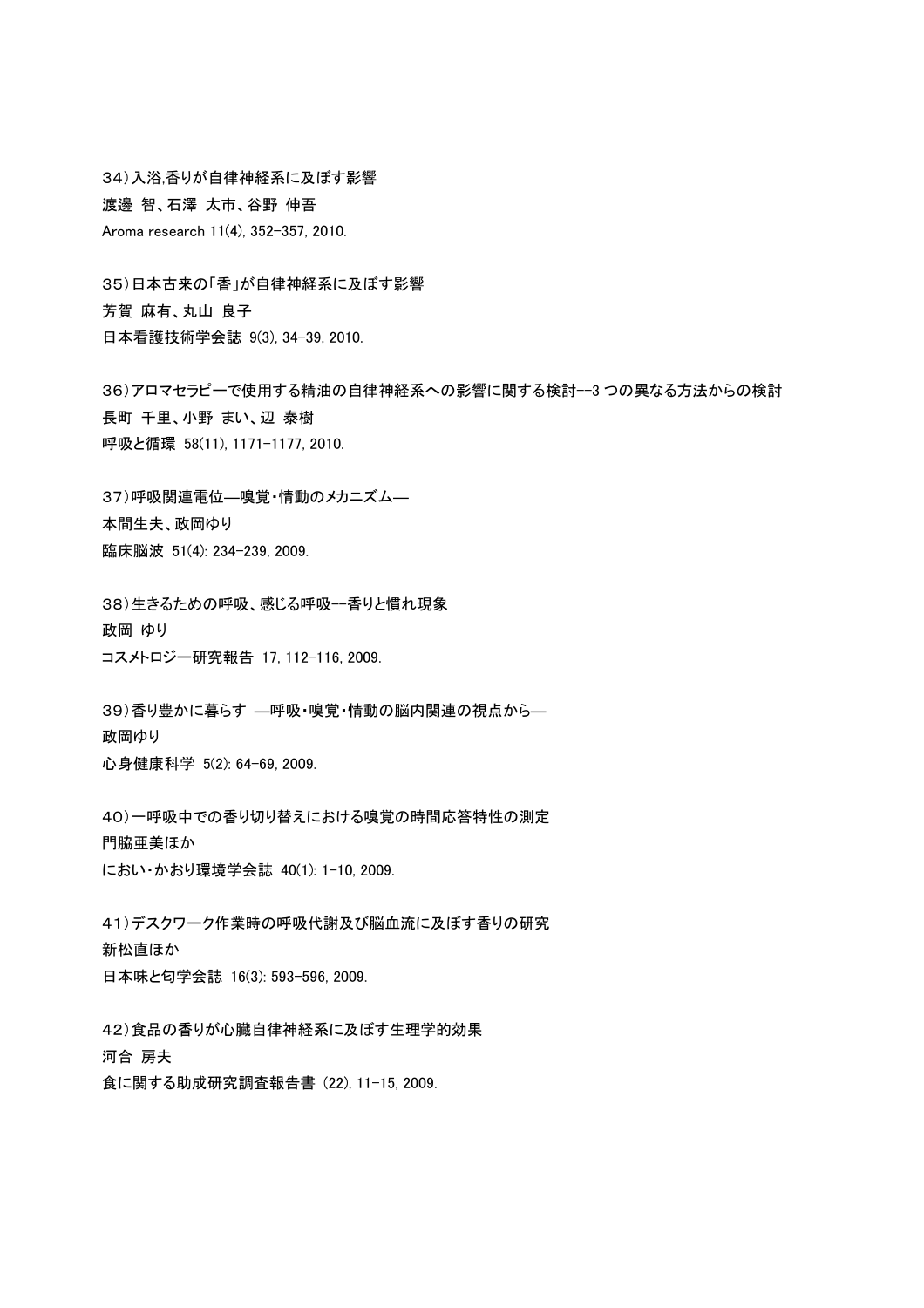34）入浴,香りが自律神経系に及ぼす影響
渡邊 智、石澤 太市、谷野 伸吾
Aroma research 11(4), 352-357, 2010.

35）日本古来の「香」が自律神経系に及ぼす影響
芳賀 麻有、丸山 良子
日本看護技術学会誌 9(3), 34-39, 2010.

36）アロマセラピーで使用する精油の自律神経系への影響に関する検討--3 つの異なる方法からの検討
長町 千里、小野 まい、辺 泰樹
呼吸と循環 58(11), 1171-1177, 2010.

37）呼吸関連電位―嗅覚・情動のメカニズム―
本間生夫、政岡ゆり
臨床脳波 51(4): 234-239, 2009.

38）生きるための呼吸、感じる呼吸--香りと慣れ現象
政岡 ゆり
コスメトロジー研究報告 17, 112-116, 2009.

39）香り豊かに暮らす ―呼吸・嗅覚・情動の脳内関連の視点から―
政岡ゆり
心身健康科学 5(2): 64-69, 2009.

40）一呼吸中での香り切り替えにおける嗅覚の時間応答特性の測定
門脇亜美ほか
におい・かおり環境学会誌 40(1): 1-10, 2009.

41）デスクワーク作業時の呼吸代謝及び脳血流に及ぼす香りの研究
新松直ほか
日本味と匂学会誌 16(3): 593-596, 2009.

42）食品の香りが心臓自律神経系に及ぼす生理学的効果
河合 房夫
食に関する助成研究調査報告書 (22), 11-15, 2009.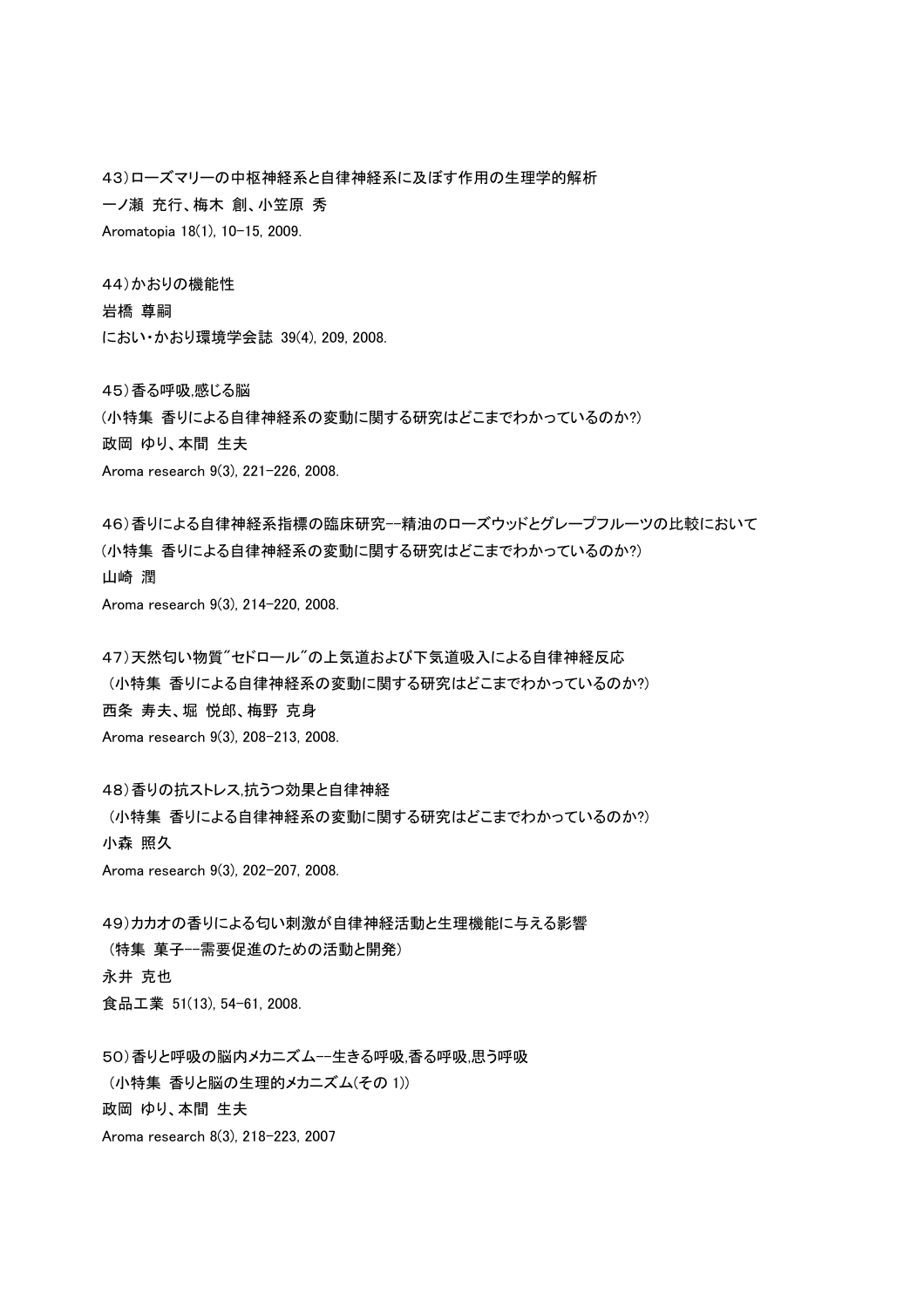43）ローズマリーの中枢神経系と自律神経系に及ぼす作用の生理学的解析
一ノ瀬 充行、梅木 創、小笠原 秀
Aromatopia 18(1), 10-15, 2009.

44）かおりの機能性
岩橋 尊嗣
におい・かおり環境学会誌 39(4), 209, 2008.

45）香る呼吸,感じる脳
（小特集 香りによる自律神経系の変動に関する研究はどこまでわかっているのか?）
政岡 ゆり、本間 生夫
Aroma research 9(3), 221-226, 2008.

46）香りによる自律神経系指標の臨床研究--精油のローズウッドとグレープフルーツの比較において
（小特集 香りによる自律神経系の変動に関する研究はどこまでわかっているのか?）
山崎 潤
Aroma research 9(3), 214-220, 2008.

47）天然匂い物質"セドロール"の上気道および下気道吸入による自律神経反応
（小特集 香りによる自律神経系の変動に関する研究はどこまでわかっているのか?）
西条 寿夫、堀 悦郎、梅野 克身
Aroma research 9(3), 208-213, 2008.

48）香りの抗ストレス,抗うつ効果と自律神経
（小特集 香りによる自律神経系の変動に関する研究はどこまでわかっているのか?）
小森 照久
Aroma research 9(3), 202-207, 2008.

49）カカオの香りによる匂い刺激が自律神経活動と生理機能に与える影響
（特集 菓子--需要促進のための活動と開発）
永井 克也
食品工業 51(13), 54-61, 2008.

50）香りと呼吸の脳内メカニズム--生きる呼吸,香る呼吸,思う呼吸
（小特集 香りと脳の生理的メカニズム(その 1)）
政岡 ゆり、本間 生夫
Aroma research 8(3), 218-223, 2007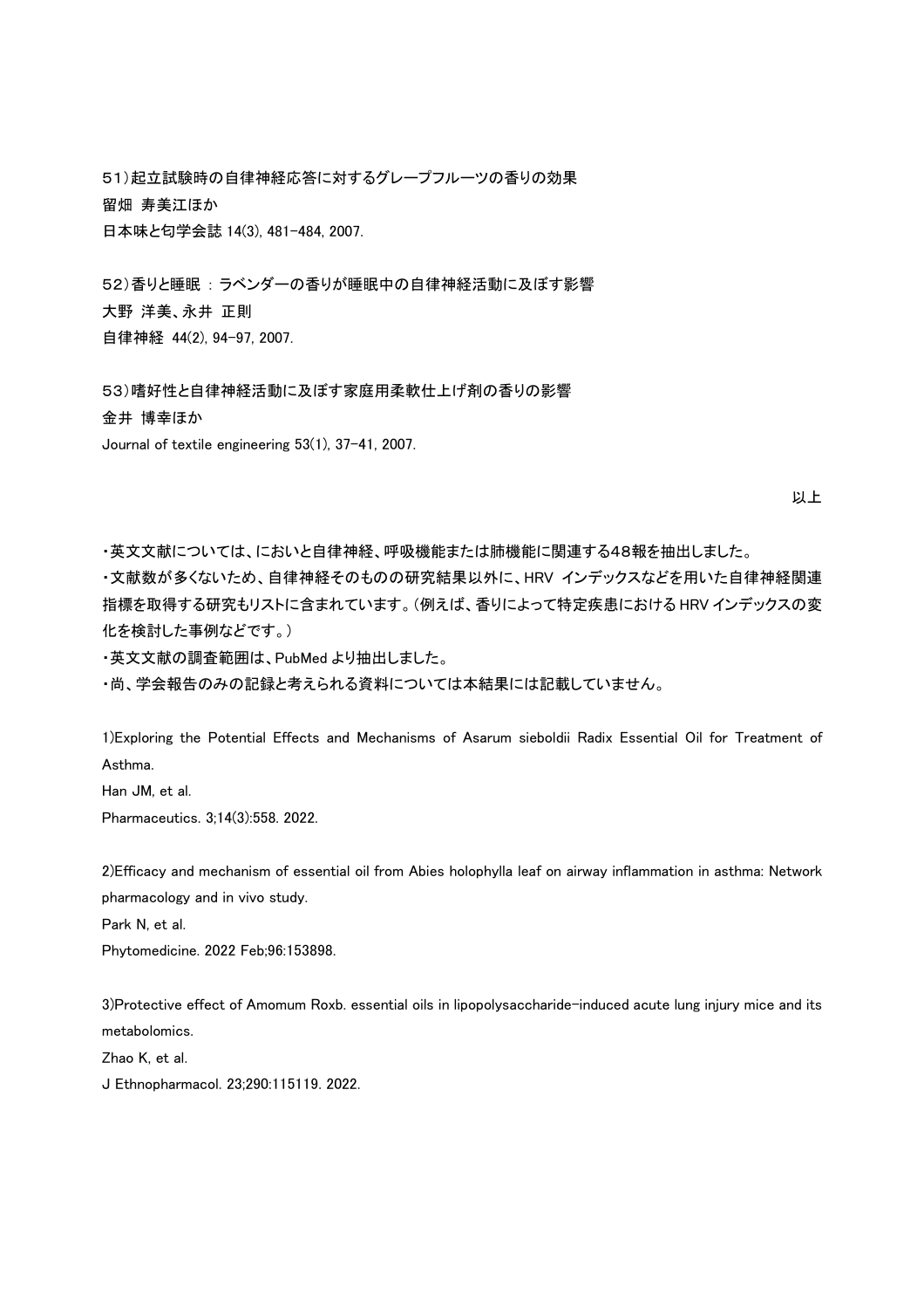51）起立試験時の自律神経応答に対するグレープフルーツの香りの効果
留畑 寿美江ほか
日本味と匂学会誌 14(3), 481-484, 2007.

52）香りと睡眠 : ラベンダーの香りが睡眠中の自律神経活動に及ぼす影響
大野 洋美、永井 正則
自律神経 44(2), 94-97, 2007.

53）嗜好性と自律神経活動に及ぼす家庭用柔軟仕上げ剤の香りの影響
金井 博幸ほか
Journal of textile engineering 53(1), 37-41, 2007.

以上

・英文文献については、においと自律神経、呼吸機能または肺機能に関連する48報を抽出しました。
・文献数が多くないため、自律神経そのものの研究結果以外に、HRV インデックスなどを用いた自律神経関連指標を取得する研究もリストに含まれています。（例えば、香りによって特定疾患における HRV インデックスの変化を検討した事例などです。）
・英文文献の調査範囲は、PubMed より抽出しました。
・尚、学会報告のみの記録と考えられる資料については本結果には記載していません。

1)Exploring the Potential Effects and Mechanisms of Asarum sieboldii Radix Essential Oil for Treatment of Asthma.
Han JM, et al.
Pharmaceutics. 3;14(3):558. 2022.

2)Efficacy and mechanism of essential oil from Abies holophylla leaf on airway inflammation in asthma: Network pharmacology and in vivo study.
Park N, et al.
Phytomedicine. 2022 Feb;96:153898.

3)Protective effect of Amomum Roxb. essential oils in lipopolysaccharide-induced acute lung injury mice and its metabolomics.
Zhao K, et al.
J Ethnopharmacol. 23;290:115119. 2022.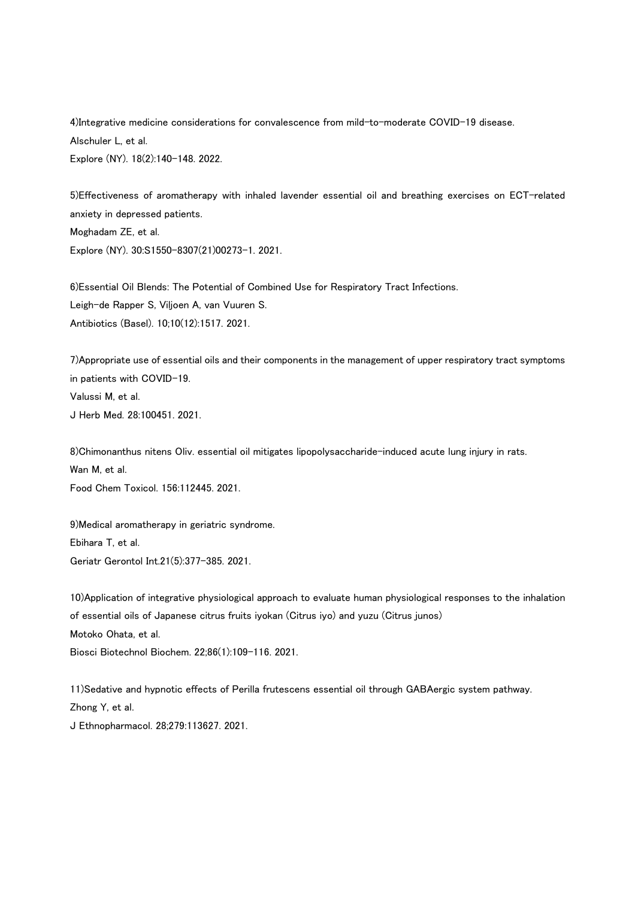4)Integrative medicine considerations for convalescence from mild-to-moderate COVID-19 disease.
Alschuler L, et al.
Explore (NY). 18(2):140-148. 2022.

5)Effectiveness of aromatherapy with inhaled lavender essential oil and breathing exercises on ECT-related anxiety in depressed patients.
Moghadam ZE, et al.
Explore (NY). 30:S1550-8307(21)00273-1. 2021.

6)Essential Oil Blends: The Potential of Combined Use for Respiratory Tract Infections.
Leigh-de Rapper S, Viljoen A, van Vuuren S.
Antibiotics (Basel). 10;10(12):1517. 2021.

7)Appropriate use of essential oils and their components in the management of upper respiratory tract symptoms in patients with COVID-19.
Valussi M, et al.
J Herb Med. 28:100451. 2021.

8)Chimonanthus nitens Oliv. essential oil mitigates lipopolysaccharide-induced acute lung injury in rats.
Wan M, et al.
Food Chem Toxicol. 156:112445. 2021.

9)Medical aromatherapy in geriatric syndrome.
Ebihara T, et al.
Geriatr Gerontol Int.21(5):377-385. 2021.

10)Application of integrative physiological approach to evaluate human physiological responses to the inhalation of essential oils of Japanese citrus fruits iyokan (Citrus iyo) and yuzu (Citrus junos)
Motoko Ohata, et al.
Biosci Biotechnol Biochem. 22;86(1):109-116. 2021.

11)Sedative and hypnotic effects of Perilla frutescens essential oil through GABAergic system pathway.
Zhong Y, et al.
J Ethnopharmacol. 28;279:113627. 2021.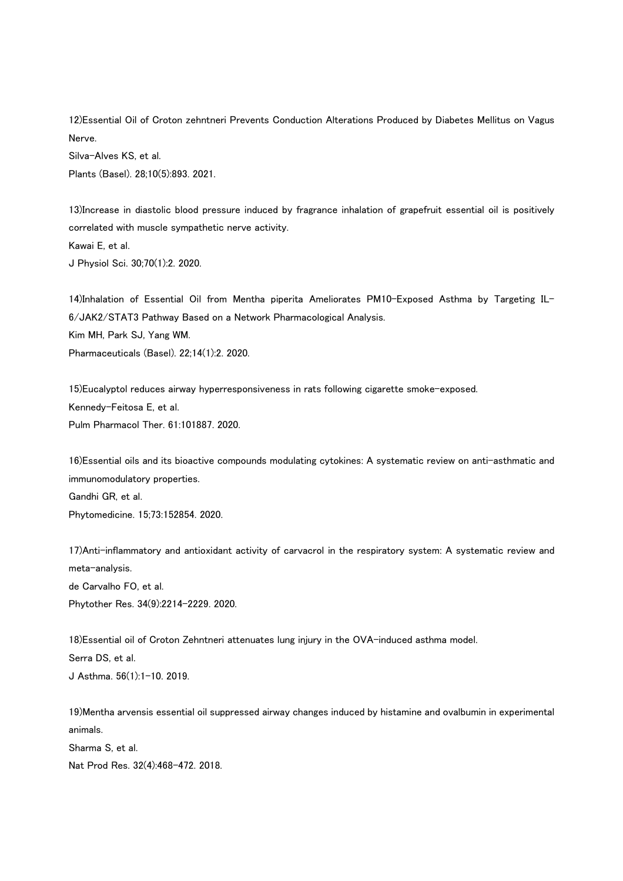12)Essential Oil of Croton zehntneri Prevents Conduction Alterations Produced by Diabetes Mellitus on Vagus Nerve.
Silva-Alves KS, et al.
Plants (Basel). 28;10(5):893. 2021.

13)Increase in diastolic blood pressure induced by fragrance inhalation of grapefruit essential oil is positively correlated with muscle sympathetic nerve activity.
Kawai E, et al.
J Physiol Sci. 30;70(1):2. 2020.

14)Inhalation of Essential Oil from Mentha piperita Ameliorates PM10-Exposed Asthma by Targeting IL-6/JAK2/STAT3 Pathway Based on a Network Pharmacological Analysis.
Kim MH, Park SJ, Yang WM.
Pharmaceuticals (Basel). 22;14(1):2. 2020.

15)Eucalyptol reduces airway hyperresponsiveness in rats following cigarette smoke-exposed.
Kennedy-Feitosa E, et al.
Pulm Pharmacol Ther. 61:101887. 2020.

16)Essential oils and its bioactive compounds modulating cytokines: A systematic review on anti-asthmatic and immunomodulatory properties.
Gandhi GR, et al.
Phytomedicine. 15;73:152854. 2020.

17)Anti-inflammatory and antioxidant activity of carvacrol in the respiratory system: A systematic review and meta-analysis.
de Carvalho FO, et al.
Phytother Res. 34(9):2214-2229. 2020.

18)Essential oil of Croton Zehntneri attenuates lung injury in the OVA-induced asthma model.
Serra DS, et al.
J Asthma. 56(1):1-10. 2019.

19)Mentha arvensis essential oil suppressed airway changes induced by histamine and ovalbumin in experimental animals.
Sharma S, et al.
Nat Prod Res. 32(4):468-472. 2018.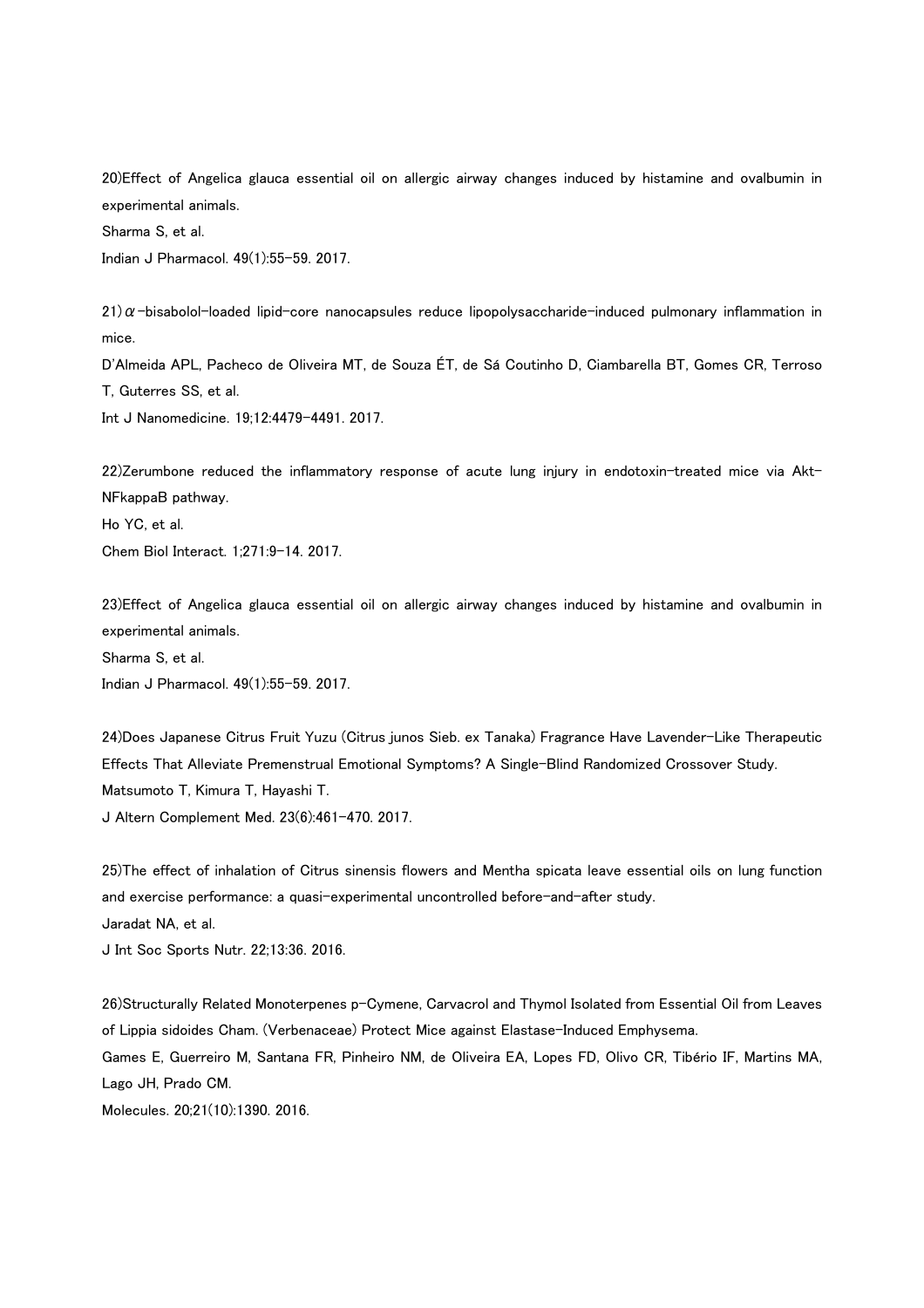20)Effect of Angelica glauca essential oil on allergic airway changes induced by histamine and ovalbumin in experimental animals.
Sharma S, et al.
Indian J Pharmacol. 49(1):55-59. 2017.

21)α-bisabolol-loaded lipid-core nanocapsules reduce lipopolysaccharide-induced pulmonary inflammation in mice.
D'Almeida APL, Pacheco de Oliveira MT, de Souza ÉT, de Sá Coutinho D, Ciambarella BT, Gomes CR, Terroso T, Guterres SS, et al.
Int J Nanomedicine. 19;12:4479-4491. 2017.

22)Zerumbone reduced the inflammatory response of acute lung injury in endotoxin-treated mice via Akt-NFkappaB pathway.
Ho YC, et al.
Chem Biol Interact. 1;271:9-14. 2017.

23)Effect of Angelica glauca essential oil on allergic airway changes induced by histamine and ovalbumin in experimental animals.
Sharma S, et al.
Indian J Pharmacol. 49(1):55-59. 2017.

24)Does Japanese Citrus Fruit Yuzu (Citrus junos Sieb. ex Tanaka) Fragrance Have Lavender-Like Therapeutic Effects That Alleviate Premenstrual Emotional Symptoms? A Single-Blind Randomized Crossover Study.
Matsumoto T, Kimura T, Hayashi T.
J Altern Complement Med. 23(6):461-470. 2017.

25)The effect of inhalation of Citrus sinensis flowers and Mentha spicata leave essential oils on lung function and exercise performance: a quasi-experimental uncontrolled before-and-after study.
Jaradat NA, et al.
J Int Soc Sports Nutr. 22;13:36. 2016.

26)Structurally Related Monoterpenes p-Cymene, Carvacrol and Thymol Isolated from Essential Oil from Leaves of Lippia sidoides Cham. (Verbenaceae) Protect Mice against Elastase-Induced Emphysema.
Games E, Guerreiro M, Santana FR, Pinheiro NM, de Oliveira EA, Lopes FD, Olivo CR, Tibério IF, Martins MA, Lago JH, Prado CM.
Molecules. 20;21(10):1390. 2016.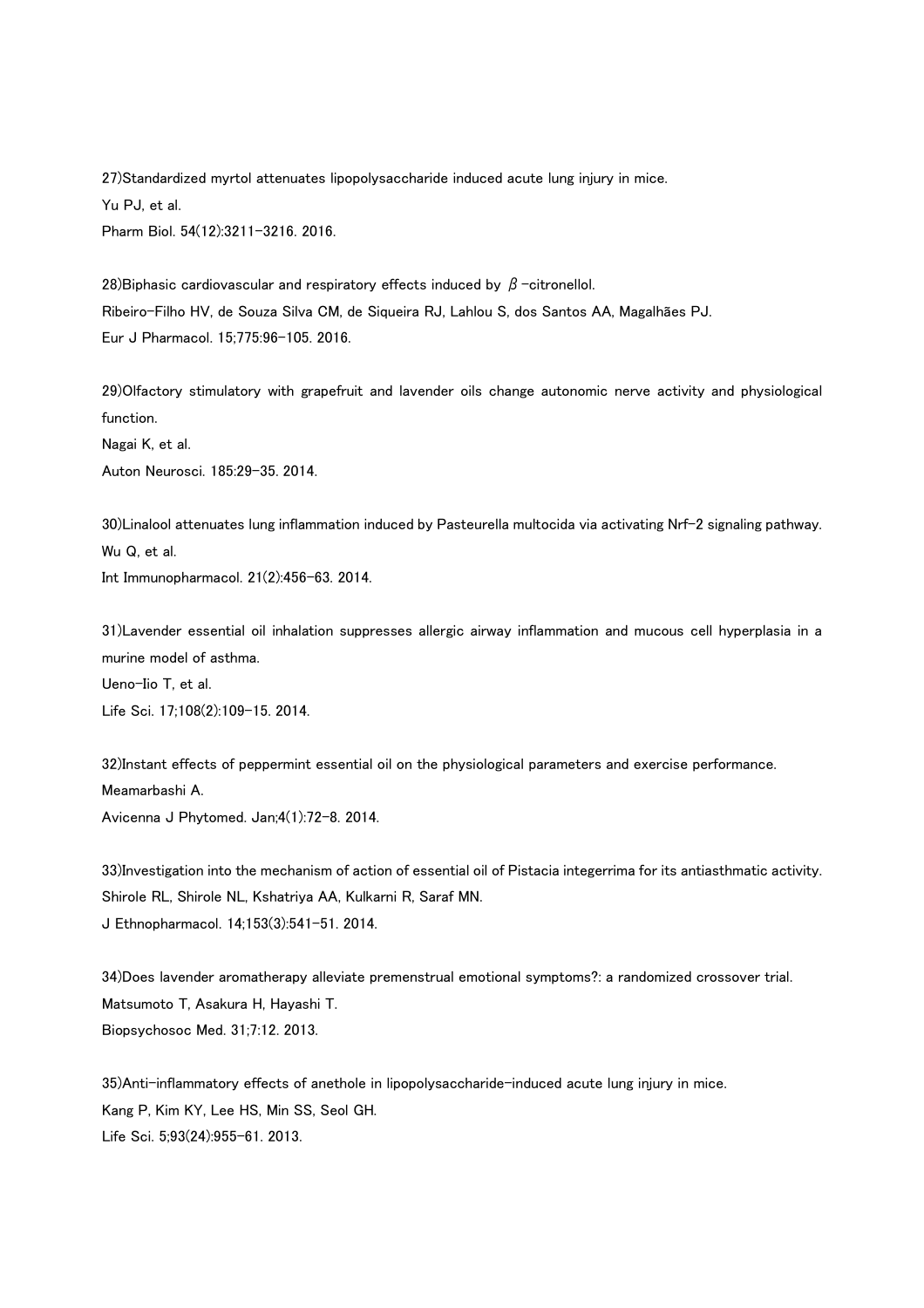27)Standardized myrtol attenuates lipopolysaccharide induced acute lung injury in mice.
Yu PJ, et al.
Pharm Biol. 54(12):3211-3216. 2016.

28)Biphasic cardiovascular and respiratory effects induced by β-citronellol.
Ribeiro-Filho HV, de Souza Silva CM, de Siqueira RJ, Lahlou S, dos Santos AA, Magalhães PJ.
Eur J Pharmacol. 15;775:96-105. 2016.

29)Olfactory stimulatory with grapefruit and lavender oils change autonomic nerve activity and physiological function.
Nagai K, et al.
Auton Neurosci. 185:29-35. 2014.

30)Linalool attenuates lung inflammation induced by Pasteurella multocida via activating Nrf-2 signaling pathway.
Wu Q, et al.
Int Immunopharmacol. 21(2):456-63. 2014.

31)Lavender essential oil inhalation suppresses allergic airway inflammation and mucous cell hyperplasia in a murine model of asthma.
Ueno-Iio T, et al.
Life Sci. 17;108(2):109-15. 2014.

32)Instant effects of peppermint essential oil on the physiological parameters and exercise performance.
Meamarbashi A.
Avicenna J Phytomed. Jan;4(1):72-8. 2014.

33)Investigation into the mechanism of action of essential oil of Pistacia integerrima for its antiasthmatic activity.
Shirole RL, Shirole NL, Kshatriya AA, Kulkarni R, Saraf MN.
J Ethnopharmacol. 14;153(3):541-51. 2014.

34)Does lavender aromatherapy alleviate premenstrual emotional symptoms?: a randomized crossover trial.
Matsumoto T, Asakura H, Hayashi T.
Biopsychosoc Med. 31;7:12. 2013.

35)Anti-inflammatory effects of anethole in lipopolysaccharide-induced acute lung injury in mice.
Kang P, Kim KY, Lee HS, Min SS, Seol GH.
Life Sci. 5;93(24):955-61. 2013.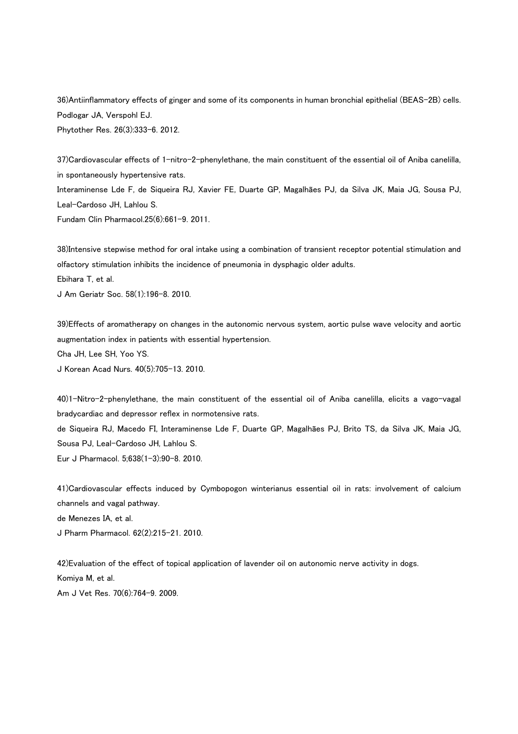36)Antiinflammatory effects of ginger and some of its components in human bronchial epithelial (BEAS-2B) cells.
Podlogar JA, Verspohl EJ.
Phytother Res. 26(3):333-6. 2012.

37)Cardiovascular effects of 1-nitro-2-phenylethane, the main constituent of the essential oil of Aniba canelilla, in spontaneously hypertensive rats.
Interaminense Lde F, de Siqueira RJ, Xavier FE, Duarte GP, Magalhães PJ, da Silva JK, Maia JG, Sousa PJ, Leal-Cardoso JH, Lahlou S.
Fundam Clin Pharmacol.25(6):661-9. 2011.

38)Intensive stepwise method for oral intake using a combination of transient receptor potential stimulation and olfactory stimulation inhibits the incidence of pneumonia in dysphagic older adults.
Ebihara T, et al.
J Am Geriatr Soc. 58(1):196-8. 2010.

39)Effects of aromatherapy on changes in the autonomic nervous system, aortic pulse wave velocity and aortic augmentation index in patients with essential hypertension.
Cha JH, Lee SH, Yoo YS.
J Korean Acad Nurs. 40(5):705-13. 2010.

40)1-Nitro-2-phenylethane, the main constituent of the essential oil of Aniba canelilla, elicits a vago-vagal bradycardiac and depressor reflex in normotensive rats.
de Siqueira RJ, Macedo FI, Interaminense Lde F, Duarte GP, Magalhães PJ, Brito TS, da Silva JK, Maia JG, Sousa PJ, Leal-Cardoso JH, Lahlou S.
Eur J Pharmacol. 5;638(1-3):90-8. 2010.

41)Cardiovascular effects induced by Cymbopogon winterianus essential oil in rats: involvement of calcium channels and vagal pathway.
de Menezes IA, et al.
J Pharm Pharmacol. 62(2):215-21. 2010.

42)Evaluation of the effect of topical application of lavender oil on autonomic nerve activity in dogs.
Komiya M, et al.
Am J Vet Res. 70(6):764-9. 2009.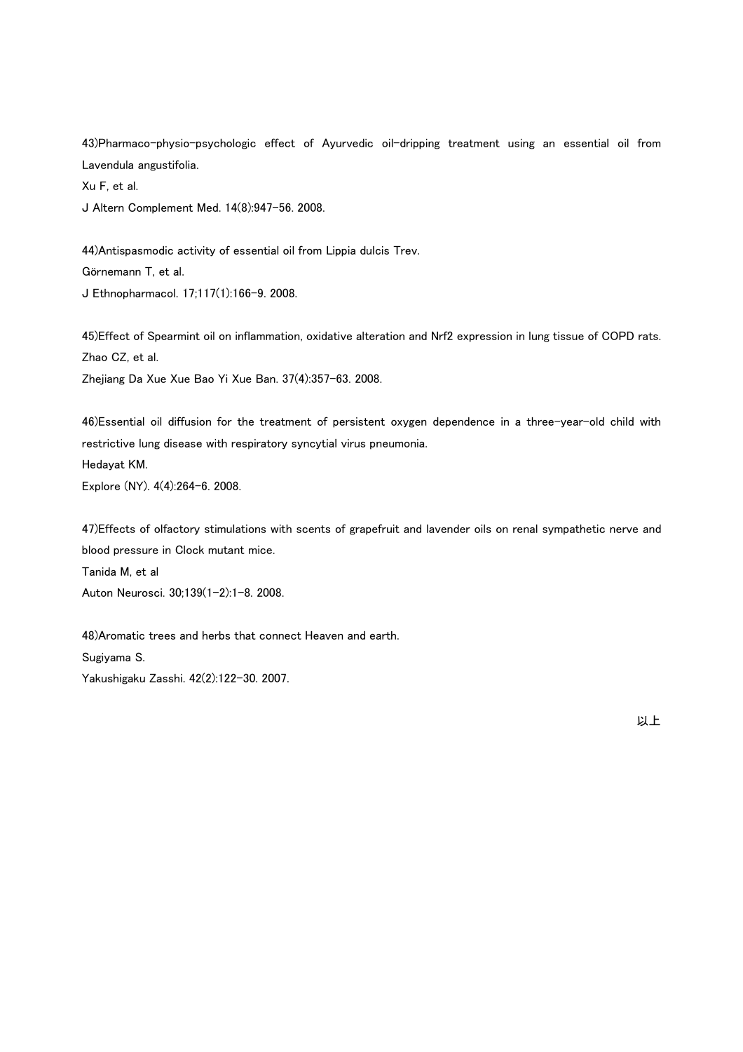43)Pharmaco-physio-psychologic effect of Ayurvedic oil-dripping treatment using an essential oil from Lavendula angustifolia.
Xu F, et al.
J Altern Complement Med. 14(8):947-56. 2008.

44)Antispasmodic activity of essential oil from Lippia dulcis Trev.
Görnemann T, et al.
J Ethnopharmacol. 17;117(1):166-9. 2008.

45)Effect of Spearmint oil on inflammation, oxidative alteration and Nrf2 expression in lung tissue of COPD rats.
Zhao CZ, et al.
Zhejiang Da Xue Xue Bao Yi Xue Ban. 37(4):357-63. 2008.

46)Essential oil diffusion for the treatment of persistent oxygen dependence in a three-year-old child with restrictive lung disease with respiratory syncytial virus pneumonia.
Hedayat KM.
Explore (NY). 4(4):264-6. 2008.

47)Effects of olfactory stimulations with scents of grapefruit and lavender oils on renal sympathetic nerve and blood pressure in Clock mutant mice.
Tanida M, et al
Auton Neurosci. 30;139(1-2):1-8. 2008.

48)Aromatic trees and herbs that connect Heaven and earth.
Sugiyama S.
Yakushigaku Zasshi. 42(2):122-30. 2007.

以上